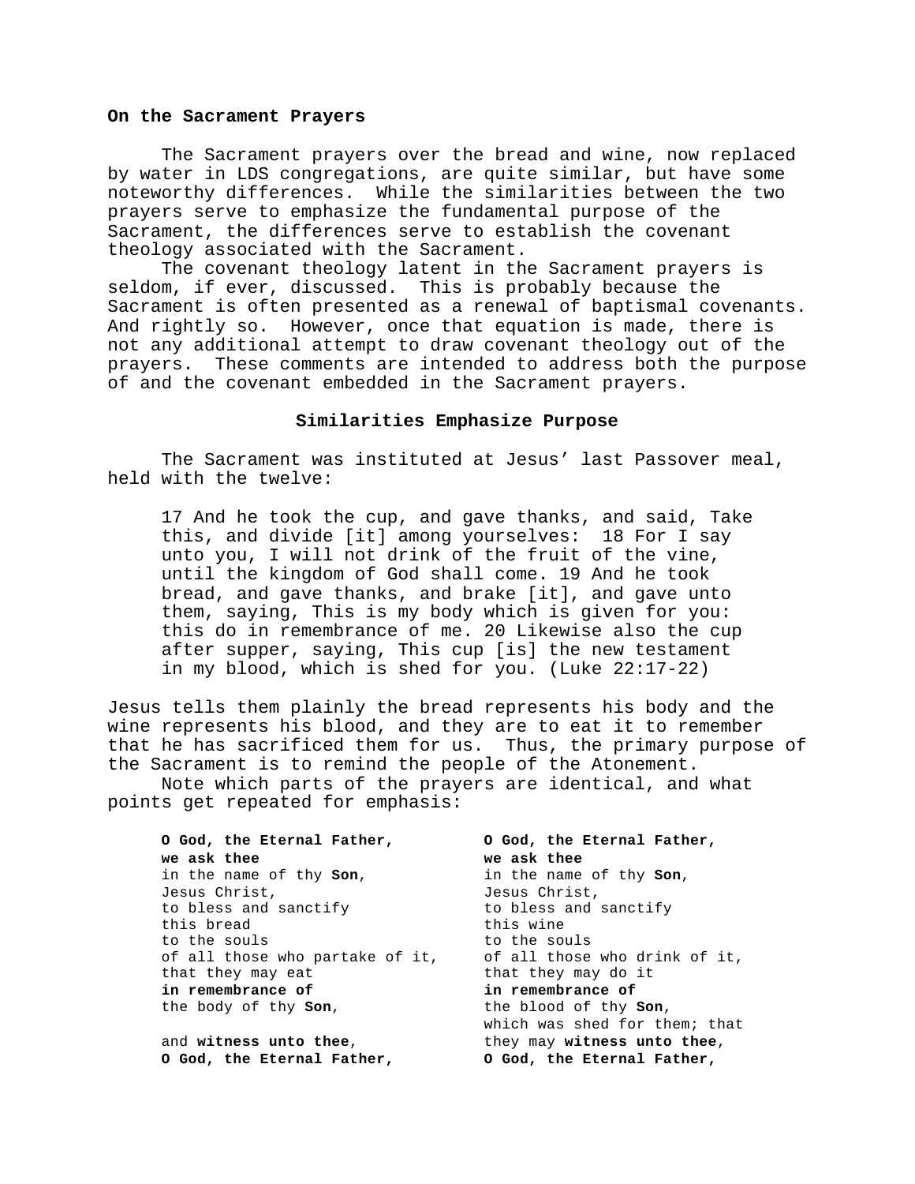## On the Sacrament Prayers

The Sacrament prayers over the bread and wine, now replaced by water in LDS congregations, are quite similar, but have some noteworthy differences. While the similarities between the two prayers serve to emphasize the fundamental purpose of the Sacrament, the differences serve to establish the covenant theology associated with the Sacrament.

The covenant theology latent in the Sacrament prayers is seldom, if ever, discussed. This is probably because the Sacrament is often presented as a renewal of baptismal covenants. And rightly so. However, once that equation is made, there is not any additional attempt to draw covenant theology out of the prayers. These comments are intended to address both the purpose of and the covenant embedded in the Sacrament prayers.

### Similarities Emphasize Purpose

The Sacrament was instituted at Jesus' last Passover meal, held with the twelve:

> 17 And he took the cup, and gave thanks, and said, Take this, and divide [it] among yourselves: 18 For I say unto you, I will not drink of the fruit of the vine, until the kingdom of God shall come. 19 And he took bread, and gave thanks, and brake [it], and gave unto them, saying, This is my body which is given for you: this do in remembrance of me. 20 Likewise also the cup after supper, saying, This cup [is] the new testament in my blood, which is shed for you. (Luke 22:17-22)

Jesus tells them plainly the bread represents his body and the wine represents his blood, and they are to eat it to remember that he has sacrificed them for us. Thus, the primary purpose of the Sacrament is to remind the people of the Atonement.

Note which parts of the prayers are identical, and what points get repeated for emphasis:

| | |
|---|---|
| **O God, the Eternal Father,** | **O God, the Eternal Father,** |
| **we ask thee** | **we ask thee** |
| in the name of thy **Son**, | in the name of thy **Son**, |
| Jesus Christ, | Jesus Christ, |
| to bless and sanctify | to bless and sanctify |
| this bread | this wine |
| to the souls | to the souls |
| of all those who partake of it, | of all those who drink of it, |
| that they may eat | that they may do it |
| **in remembrance of** | **in remembrance of** |
| the body of thy **Son**, | the blood of thy **Son**, |
| | which was shed for them; that |
| and **witness unto thee**, | they may **witness unto thee**, |
| **O God, the Eternal Father,** | **O God, the Eternal Father,** |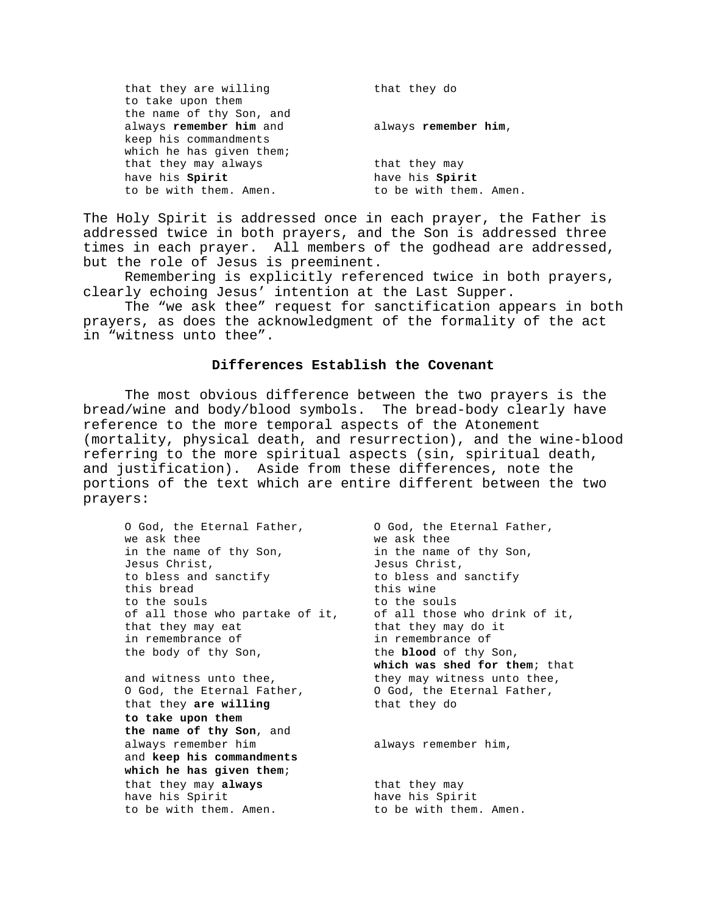| | |
|---|---|
| that they are willing | that they do |
| to take upon them | |
| the name of thy Son, and | |
| always **remember him** and | always **remember him**, |
| keep his commandments | |
| which he has given them; | |
| that they may always | that they may |
| have his **Spirit** | have his **Spirit** |
| to be with them. Amen. | to be with them. Amen. |

The Holy Spirit is addressed once in each prayer, the Father is addressed twice in both prayers, and the Son is addressed three times in each prayer. All members of the godhead are addressed, but the role of Jesus is preeminent.

Remembering is explicitly referenced twice in both prayers, clearly echoing Jesus' intention at the Last Supper.

The "we ask thee" request for sanctification appears in both prayers, as does the acknowledgment of the formality of the act in "witness unto thee".

### Differences Establish the Covenant

The most obvious difference between the two prayers is the bread/wine and body/blood symbols. The bread-body clearly have reference to the more temporal aspects of the Atonement (mortality, physical death, and resurrection), and the wine-blood referring to the more spiritual aspects (sin, spiritual death, and justification). Aside from these differences, note the portions of the text which are entire different between the two prayers:

| | |
|---|---|
| O God, the Eternal Father, | O God, the Eternal Father, |
| we ask thee | we ask thee |
| in the name of thy Son, | in the name of thy Son, |
| Jesus Christ, | Jesus Christ, |
| to bless and sanctify | to bless and sanctify |
| this bread | this wine |
| to the souls | to the souls |
| of all those who partake of it, | of all those who drink of it, |
| that they may eat | that they may do it |
| in remembrance of | in remembrance of |
| the body of thy Son, | the **blood** of thy Son, |
| | **which was shed for them**; that |
| and witness unto thee, | they may witness unto thee, |
| O God, the Eternal Father, | O God, the Eternal Father, |
| that they **are willing** | that they do |
| **to take upon them** | |
| **the name of thy Son**, and | |
| always remember him | always remember him, |
| and **keep his commandments** | |
| **which he has given them**; | |
| that they may **always** | that they may |
| have his Spirit | have his Spirit |
| to be with them. Amen. | to be with them. Amen. |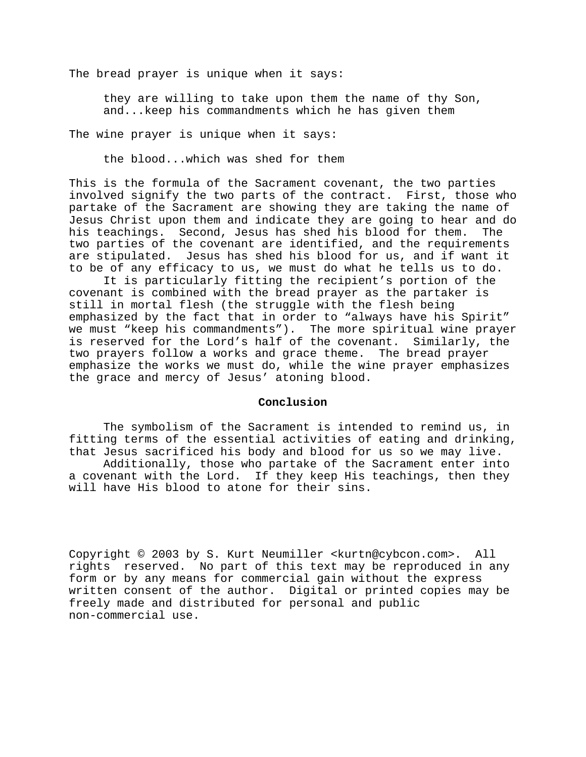The bread prayer is unique when it says:

> they are willing to take upon them the name of thy Son, and...keep his commandments which he has given them

The wine prayer is unique when it says:

> the blood...which was shed for them

This is the formula of the Sacrament covenant, the two parties involved signify the two parts of the contract. First, those who partake of the Sacrament are showing they are taking the name of Jesus Christ upon them and indicate they are going to hear and do his teachings. Second, Jesus has shed his blood for them. The two parties of the covenant are identified, and the requirements are stipulated. Jesus has shed his blood for us, and if want it to be of any efficacy to us, we must do what he tells us to do.

It is particularly fitting the recipient's portion of the covenant is combined with the bread prayer as the partaker is still in mortal flesh (the struggle with the flesh being emphasized by the fact that in order to "always have his Spirit" we must "keep his commandments"). The more spiritual wine prayer is reserved for the Lord's half of the covenant. Similarly, the two prayers follow a works and grace theme. The bread prayer emphasize the works we must do, while the wine prayer emphasizes the grace and mercy of Jesus' atoning blood.

## Conclusion

The symbolism of the Sacrament is intended to remind us, in fitting terms of the essential activities of eating and drinking, that Jesus sacrificed his body and blood for us so we may live.

Additionally, those who partake of the Sacrament enter into a covenant with the Lord. If they keep His teachings, then they will have His blood to atone for their sins.

Copyright © 2003 by S. Kurt Neumiller <kurtn@cybcon.com>. All rights reserved. No part of this text may be reproduced in any form or by any means for commercial gain without the express written consent of the author. Digital or printed copies may be freely made and distributed for personal and public non-commercial use.